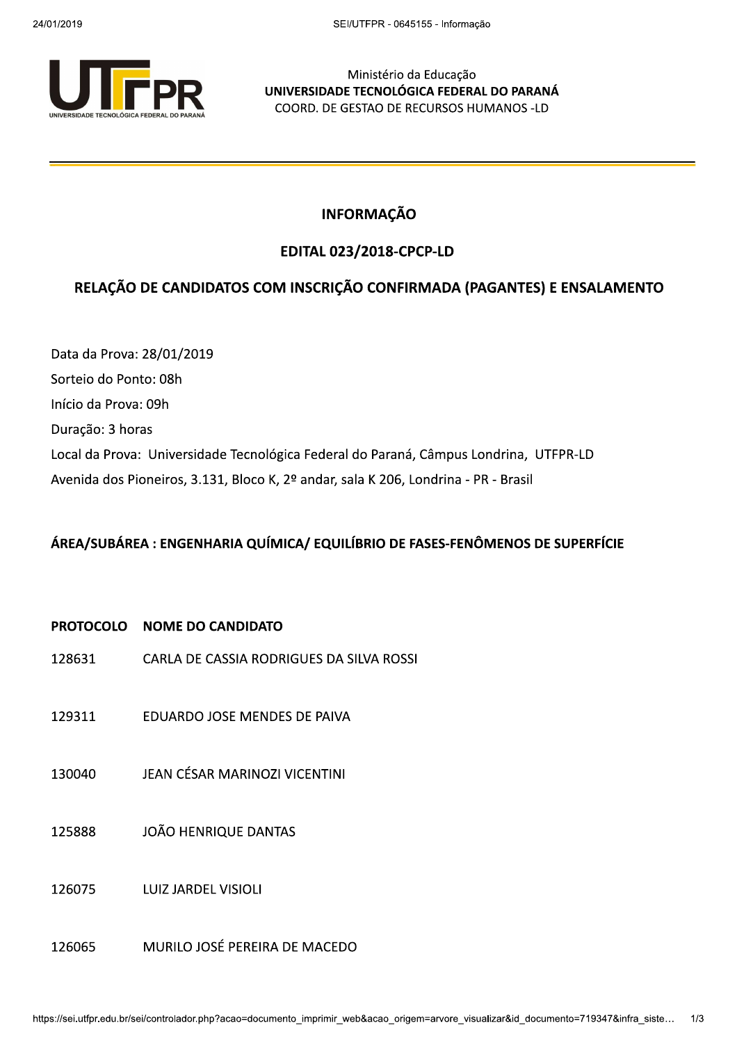Ministério da Educação
**UNIVERSIDADE TECNOLÓGICA FEDERAL DO PARANÁ**
COORD. DE GESTAO DE RECURSOS HUMANOS -LD

## INFORMAÇÃO

## EDITAL 023/2018-CPCP-LD

## RELAÇÃO DE CANDIDATOS COM INSCRIÇÃO CONFIRMADA (PAGANTES) E ENSALAMENTO

Data da Prova: 28/01/2019

Sorteio do Ponto: 08h

Início da Prova: 09h

Duração: 3 horas

Local da Prova: Universidade Tecnológica Federal do Paraná, Câmpus Londrina, UTFPR-LD

Avenida dos Pioneiros, 3.131, Bloco K, 2º andar, sala K 206, Londrina - PR - Brasil

### ÁREA/SUBÁREA : ENGENHARIA QUÍMICA/ EQUILÍBRIO DE FASES-FENÔMENOS DE SUPERFÍCIE

| PROTOCOLO | NOME DO CANDIDATO |
|---|---|
| 128631 | CARLA DE CASSIA RODRIGUES DA SILVA ROSSI |
| 129311 | EDUARDO JOSE MENDES DE PAIVA |
| 130040 | JEAN CÉSAR MARINOZI VICENTINI |
| 125888 | JOÃO HENRIQUE DANTAS |
| 126075 | LUIZ JARDEL VISIOLI |
| 126065 | MURILO JOSÉ PEREIRA DE MACEDO |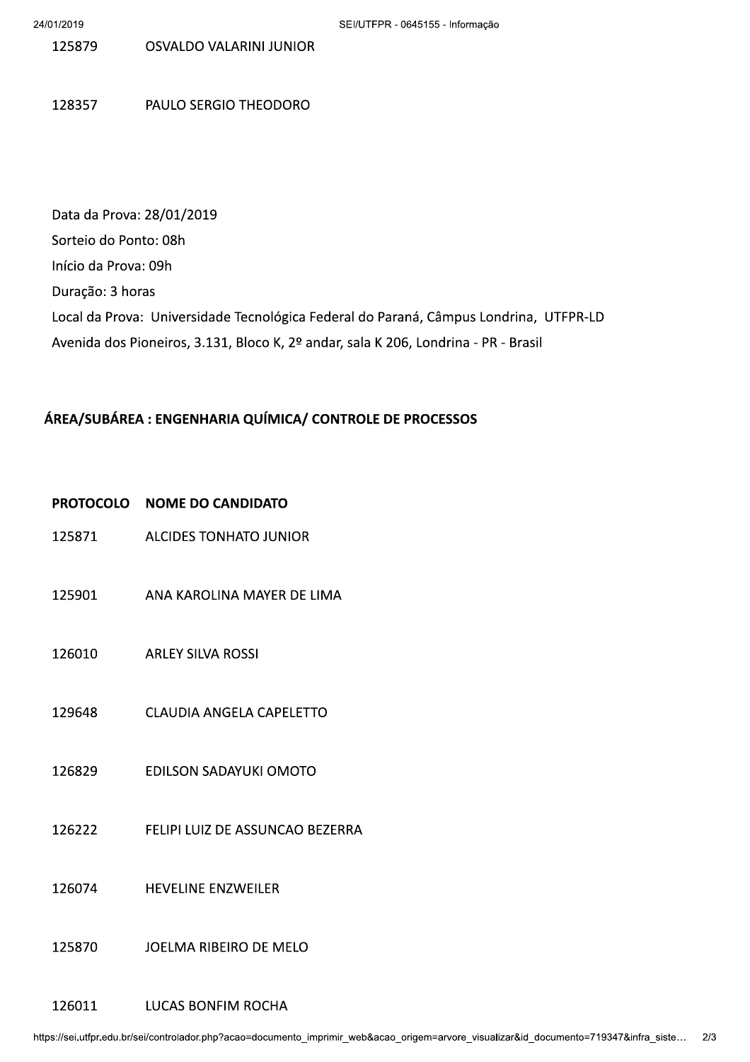| | |
|---|---|
| 125879 | OSVALDO VALARINI JUNIOR |
| 128357 | PAULO SERGIO THEODORO |

Data da Prova: 28/01/2019

Sorteio do Ponto: 08h

Início da Prova: 09h

Duração: 3 horas

Local da Prova: Universidade Tecnológica Federal do Paraná, Câmpus Londrina, UTFPR-LD

Avenida dos Pioneiros, 3.131, Bloco K, 2º andar, sala K 206, Londrina - PR - Brasil

## ÁREA/SUBÁREA : ENGENHARIA QUÍMICA/ CONTROLE DE PROCESSOS

| PROTOCOLO | NOME DO CANDIDATO |
|---|---|
| 125871 | ALCIDES TONHATO JUNIOR |
| 125901 | ANA KAROLINA MAYER DE LIMA |
| 126010 | ARLEY SILVA ROSSI |
| 129648 | CLAUDIA ANGELA CAPELETTO |
| 126829 | EDILSON SADAYUKI OMOTO |
| 126222 | FELIPI LUIZ DE ASSUNCAO BEZERRA |
| 126074 | HEVELINE ENZWEILER |
| 125870 | JOELMA RIBEIRO DE MELO |
| 126011 | LUCAS BONFIM ROCHA |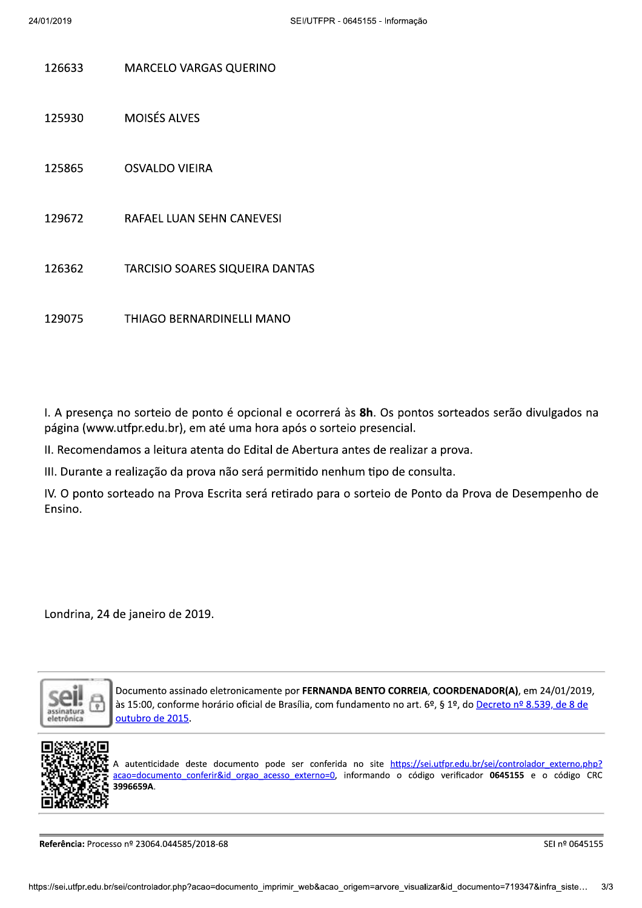| | |
|---|---|
| 126633 | MARCELO VARGAS QUERINO |
| 125930 | MOISÉS ALVES |
| 125865 | OSVALDO VIEIRA |
| 129672 | RAFAEL LUAN SEHN CANEVESI |
| 126362 | TARCISIO SOARES SIQUEIRA DANTAS |
| 129075 | THIAGO BERNARDINELLI MANO |

I. A presença no sorteio de ponto é opcional e ocorrerá às **8h**. Os pontos sorteados serão divulgados na página (www.utfpr.edu.br), em até uma hora após o sorteio presencial.

II. Recomendamos a leitura atenta do Edital de Abertura antes de realizar a prova.

III. Durante a realização da prova não será permitido nenhum tipo de consulta.

IV. O ponto sorteado na Prova Escrita será retirado para o sorteio de Ponto da Prova de Desempenho de Ensino.

Londrina, 24 de janeiro de 2019.

---

Documento assinado eletronicamente por **FERNANDA BENTO CORREIA**, **COORDENADOR(A)**, em 24/01/2019, às 15:00, conforme horário oficial de Brasília, com fundamento no art. 6º, § 1º, do [Decreto nº 8.539, de 8 de outubro de 2015](http://www.planalto.gov.br/ccivil_03/_Ato2015-2018/2015/Decreto/D8539.htm).

---

A autenticidade deste documento pode ser conferida no site [https://sei.utfpr.edu.br/sei/controlador_externo.php?acao=documento_conferir&id_orgao_acesso_externo=0](https://sei.utfpr.edu.br/sei/controlador_externo.php?acao=documento_conferir&id_orgao_acesso_externo=0), informando o código verificador **0645155** e o código CRC **3996659A**.

---

**Referência:** Processo nº 23064.044585/2018-68 SEI nº 0645155